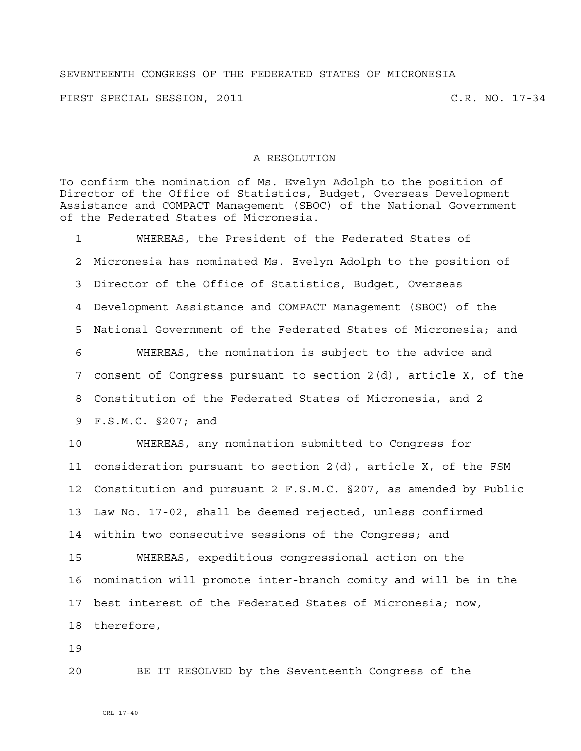SEVENTEENTH CONGRESS OF THE FEDERATED STATES OF MICRONESIA

FIRST SPECIAL SESSION, 2011 C.R. NO. 17-34

---

## A RESOLUTION

To confirm the nomination of Ms. Evelyn Adolph to the position of Director of the Office of Statistics, Budget, Overseas Development Assistance and COMPACT Management (SBOC) of the National Government of the Federated States of Micronesia.

1 WHEREAS, the President of the Federated States of
2 Micronesia has nominated Ms. Evelyn Adolph to the position of
3 Director of the Office of Statistics, Budget, Overseas
4 Development Assistance and COMPACT Management (SBOC) of the
5 National Government of the Federated States of Micronesia; and
6 WHEREAS, the nomination is subject to the advice and
7 consent of Congress pursuant to section 2(d), article X, of the
8 Constitution of the Federated States of Micronesia, and 2
9 F.S.M.C. §207; and
10 WHEREAS, any nomination submitted to Congress for
11 consideration pursuant to section 2(d), article X, of the FSM
12 Constitution and pursuant 2 F.S.M.C. §207, as amended by Public
13 Law No. 17-02, shall be deemed rejected, unless confirmed
14 within two consecutive sessions of the Congress; and
15 WHEREAS, expeditious congressional action on the
16 nomination will promote inter-branch comity and will be in the
17 best interest of the Federated States of Micronesia; now,
18 therefore,
19
20 BE IT RESOLVED by the Seventeenth Congress of the

CRL 17-40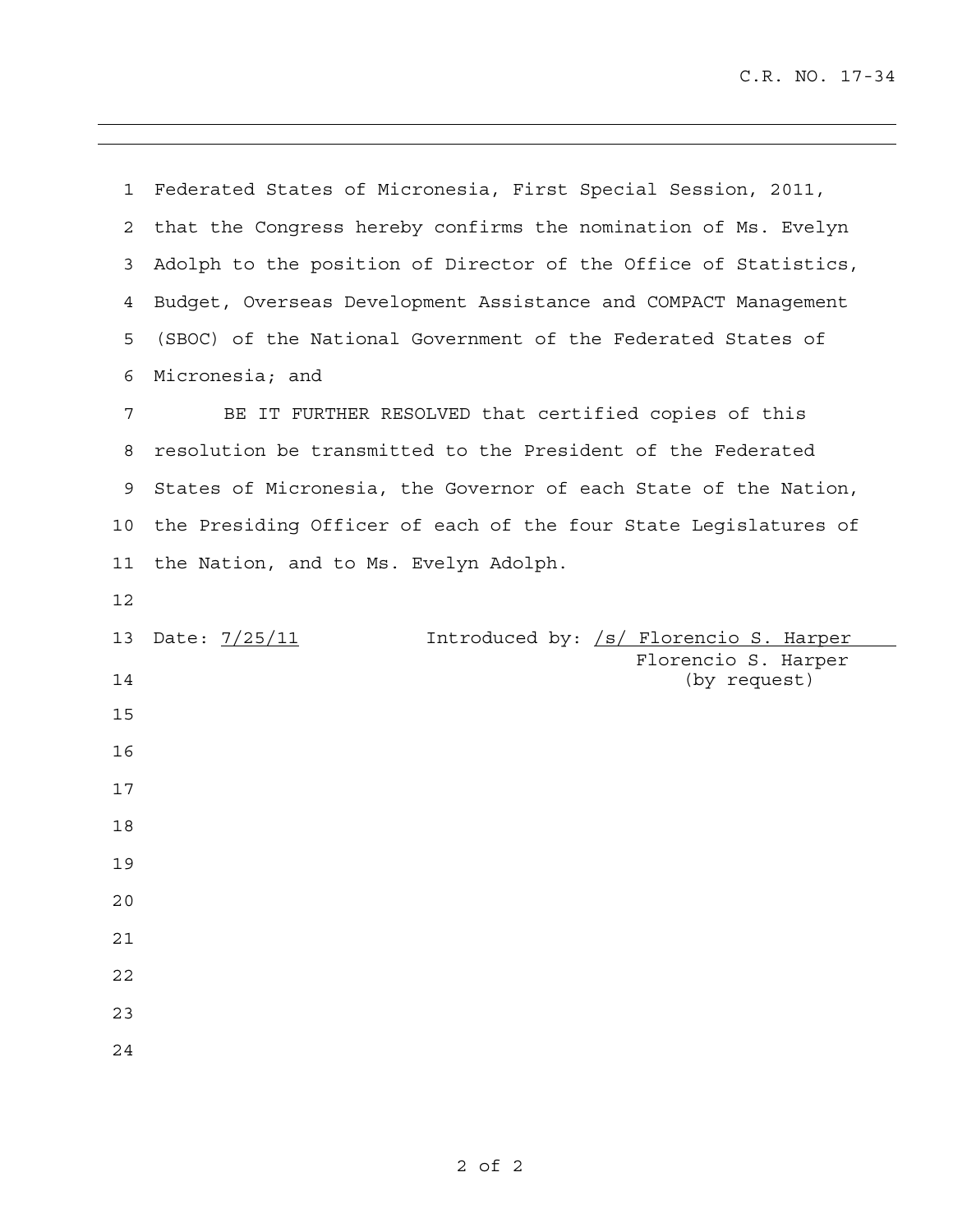Federated States of Micronesia, First Special Session, 2011, that the Congress hereby confirms the nomination of Ms. Evelyn Adolph to the position of Director of the Office of Statistics, Budget, Overseas Development Assistance and COMPACT Management (SBOC) of the National Government of the Federated States of Micronesia; and

BE IT FURTHER RESOLVED that certified copies of this resolution be transmitted to the President of the Federated States of Micronesia, the Governor of each State of the Nation, the Presiding Officer of each of the four State Legislatures of the Nation, and to Ms. Evelyn Adolph.

Date: 7/25/11

Introduced by: /s/ Florencio S. Harper
Florencio S. Harper
(by request)